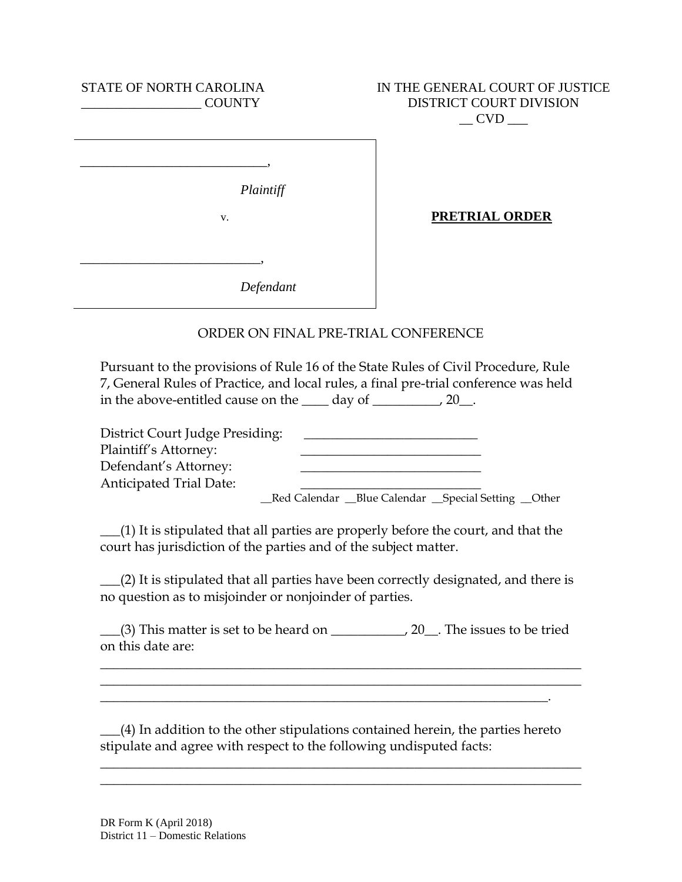STATE OF NORTH CAROLINA
__________________ COUNTY

IN THE GENERAL COURT OF JUSTICE
DISTRICT COURT DIVISION
__ CVD ___

___________________________,

*Plaintiff*

v.

___________________________,

*Defendant*

**PRETRIAL ORDER**

ORDER ON FINAL PRE-TRIAL CONFERENCE

Pursuant to the provisions of Rule 16 of the State Rules of Civil Procedure, Rule 7, General Rules of Practice, and local rules, a final pre-trial conference was held in the above-entitled cause on the ____ day of __________, 20__.

District Court Judge Presiding: __________________________
Plaintiff's Attorney: ___________________________
Defendant's Attorney: ___________________________
Anticipated Trial Date: ___________________________
__Red Calendar __Blue Calendar __Special Setting __Other

___(1) It is stipulated that all parties are properly before the court, and that the court has jurisdiction of the parties and of the subject matter.

___(2) It is stipulated that all parties have been correctly designated, and there is no question as to misjoinder or nonjoinder of parties.

___(3) This matter is set to be heard on ___________, 20__. The issues to be tried on this date are:
______________________________________________________________________________
______________________________________________________________________________
_________________________________________________________________________.

___(4) In addition to the other stipulations contained herein, the parties hereto stipulate and agree with respect to the following undisputed facts:
______________________________________________________________________________
______________________________________________________________________________

DR Form K (April 2018)
District 11 – Domestic Relations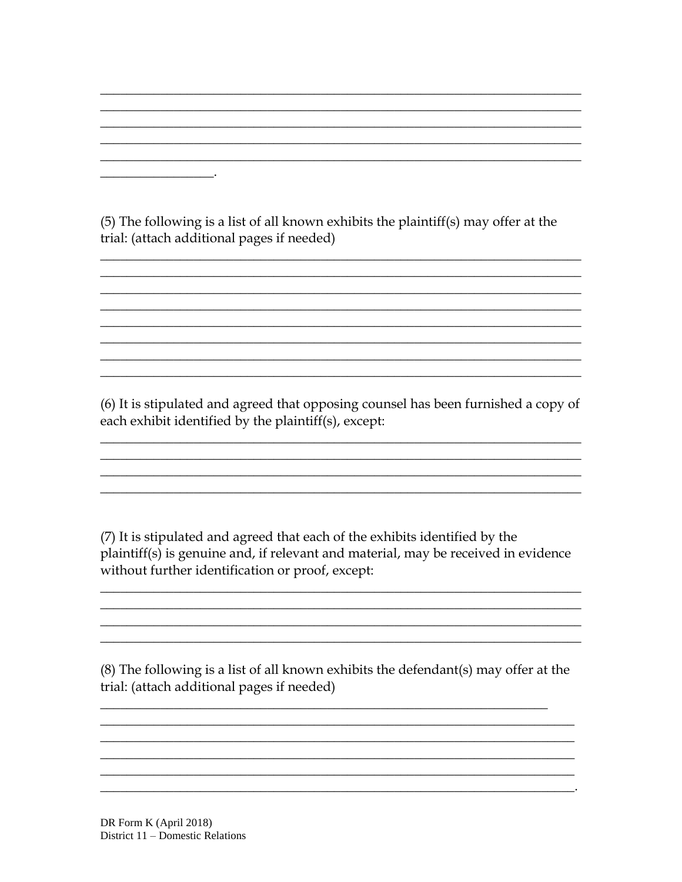\_\_\_\_\_\_\_\_\_\_\_\_\_\_\_\_\_\_\_\_\_\_\_\_\_\_\_\_\_\_\_\_\_\_\_\_\_\_\_\_\_\_\_\_\_\_\_\_\_\_\_\_\_\_\_\_\_\_\_\_\_\_\_\_\_\_\_\_\_\_
\_\_\_\_\_\_\_\_\_\_\_\_\_\_\_\_\_\_\_\_\_\_\_\_\_\_\_\_\_\_\_\_\_\_\_\_\_\_\_\_\_\_\_\_\_\_\_\_\_\_\_\_\_\_\_\_\_\_\_\_\_\_\_\_\_\_\_\_\_\_
\_\_\_\_\_\_\_\_\_\_\_\_\_\_\_\_\_\_\_\_\_\_\_\_\_\_\_\_\_\_\_\_\_\_\_\_\_\_\_\_\_\_\_\_\_\_\_\_\_\_\_\_\_\_\_\_\_\_\_\_\_\_\_\_\_\_\_\_\_\_
\_\_\_\_\_\_\_\_\_\_\_\_\_\_\_\_\_\_\_\_\_\_\_\_\_\_\_\_\_\_\_\_\_\_\_\_\_\_\_\_\_\_\_\_\_\_\_\_\_\_\_\_\_\_\_\_\_\_\_\_\_\_\_\_\_\_\_\_\_\_
\_\_\_\_\_\_\_\_\_\_\_\_\_\_\_\_\_\_\_\_\_\_\_\_\_\_\_\_\_\_\_\_\_\_\_\_\_\_\_\_\_\_\_\_\_\_\_\_\_\_\_\_\_\_\_\_\_\_\_\_\_\_\_\_\_\_\_\_\_\_
\_\_\_\_\_\_\_\_\_\_\_\_\_\_\_\_\_\_.

(5) The following is a list of all known exhibits the plaintiff(s) may offer at the trial: (attach additional pages if needed)

\_\_\_\_\_\_\_\_\_\_\_\_\_\_\_\_\_\_\_\_\_\_\_\_\_\_\_\_\_\_\_\_\_\_\_\_\_\_\_\_\_\_\_\_\_\_\_\_\_\_\_\_\_\_\_\_\_\_\_\_\_\_\_\_\_\_\_\_\_\_
\_\_\_\_\_\_\_\_\_\_\_\_\_\_\_\_\_\_\_\_\_\_\_\_\_\_\_\_\_\_\_\_\_\_\_\_\_\_\_\_\_\_\_\_\_\_\_\_\_\_\_\_\_\_\_\_\_\_\_\_\_\_\_\_\_\_\_\_\_\_
\_\_\_\_\_\_\_\_\_\_\_\_\_\_\_\_\_\_\_\_\_\_\_\_\_\_\_\_\_\_\_\_\_\_\_\_\_\_\_\_\_\_\_\_\_\_\_\_\_\_\_\_\_\_\_\_\_\_\_\_\_\_\_\_\_\_\_\_\_\_
\_\_\_\_\_\_\_\_\_\_\_\_\_\_\_\_\_\_\_\_\_\_\_\_\_\_\_\_\_\_\_\_\_\_\_\_\_\_\_\_\_\_\_\_\_\_\_\_\_\_\_\_\_\_\_\_\_\_\_\_\_\_\_\_\_\_\_\_\_\_
\_\_\_\_\_\_\_\_\_\_\_\_\_\_\_\_\_\_\_\_\_\_\_\_\_\_\_\_\_\_\_\_\_\_\_\_\_\_\_\_\_\_\_\_\_\_\_\_\_\_\_\_\_\_\_\_\_\_\_\_\_\_\_\_\_\_\_\_\_\_
\_\_\_\_\_\_\_\_\_\_\_\_\_\_\_\_\_\_\_\_\_\_\_\_\_\_\_\_\_\_\_\_\_\_\_\_\_\_\_\_\_\_\_\_\_\_\_\_\_\_\_\_\_\_\_\_\_\_\_\_\_\_\_\_\_\_\_\_\_\_
\_\_\_\_\_\_\_\_\_\_\_\_\_\_\_\_\_\_\_\_\_\_\_\_\_\_\_\_\_\_\_\_\_\_\_\_\_\_\_\_\_\_\_\_\_\_\_\_\_\_\_\_\_\_\_\_\_\_\_\_\_\_\_\_\_\_\_\_\_\_
\_\_\_\_\_\_\_\_\_\_\_\_\_\_\_\_\_\_\_\_\_\_\_\_\_\_\_\_\_\_\_\_\_\_\_\_\_\_\_\_\_\_\_\_\_\_\_\_\_\_\_\_\_\_\_\_\_\_\_\_\_\_\_\_\_\_\_\_\_\_

(6) It is stipulated and agreed that opposing counsel has been furnished a copy of each exhibit identified by the plaintiff(s), except:

\_\_\_\_\_\_\_\_\_\_\_\_\_\_\_\_\_\_\_\_\_\_\_\_\_\_\_\_\_\_\_\_\_\_\_\_\_\_\_\_\_\_\_\_\_\_\_\_\_\_\_\_\_\_\_\_\_\_\_\_\_\_\_\_\_\_\_\_\_\_
\_\_\_\_\_\_\_\_\_\_\_\_\_\_\_\_\_\_\_\_\_\_\_\_\_\_\_\_\_\_\_\_\_\_\_\_\_\_\_\_\_\_\_\_\_\_\_\_\_\_\_\_\_\_\_\_\_\_\_\_\_\_\_\_\_\_\_\_\_\_
\_\_\_\_\_\_\_\_\_\_\_\_\_\_\_\_\_\_\_\_\_\_\_\_\_\_\_\_\_\_\_\_\_\_\_\_\_\_\_\_\_\_\_\_\_\_\_\_\_\_\_\_\_\_\_\_\_\_\_\_\_\_\_\_\_\_\_\_\_\_
\_\_\_\_\_\_\_\_\_\_\_\_\_\_\_\_\_\_\_\_\_\_\_\_\_\_\_\_\_\_\_\_\_\_\_\_\_\_\_\_\_\_\_\_\_\_\_\_\_\_\_\_\_\_\_\_\_\_\_\_\_\_\_\_\_\_\_\_\_\_

(7) It is stipulated and agreed that each of the exhibits identified by the plaintiff(s) is genuine and, if relevant and material, may be received in evidence without further identification or proof, except:

\_\_\_\_\_\_\_\_\_\_\_\_\_\_\_\_\_\_\_\_\_\_\_\_\_\_\_\_\_\_\_\_\_\_\_\_\_\_\_\_\_\_\_\_\_\_\_\_\_\_\_\_\_\_\_\_\_\_\_\_\_\_\_\_\_\_\_\_\_\_
\_\_\_\_\_\_\_\_\_\_\_\_\_\_\_\_\_\_\_\_\_\_\_\_\_\_\_\_\_\_\_\_\_\_\_\_\_\_\_\_\_\_\_\_\_\_\_\_\_\_\_\_\_\_\_\_\_\_\_\_\_\_\_\_\_\_\_\_\_\_
\_\_\_\_\_\_\_\_\_\_\_\_\_\_\_\_\_\_\_\_\_\_\_\_\_\_\_\_\_\_\_\_\_\_\_\_\_\_\_\_\_\_\_\_\_\_\_\_\_\_\_\_\_\_\_\_\_\_\_\_\_\_\_\_\_\_\_\_\_\_
\_\_\_\_\_\_\_\_\_\_\_\_\_\_\_\_\_\_\_\_\_\_\_\_\_\_\_\_\_\_\_\_\_\_\_\_\_\_\_\_\_\_\_\_\_\_\_\_\_\_\_\_\_\_\_\_\_\_\_\_\_\_\_\_\_\_\_\_\_\_

(8) The following is a list of all known exhibits the defendant(s) may offer at the trial: (attach additional pages if needed)

\_\_\_\_\_\_\_\_\_\_\_\_\_\_\_\_\_\_\_\_\_\_\_\_\_\_\_\_\_\_\_\_\_\_\_\_\_\_\_\_\_\_\_\_\_\_\_\_\_\_\_\_\_\_\_\_\_\_\_\_\_\_\_\_\_\_
\_\_\_\_\_\_\_\_\_\_\_\_\_\_\_\_\_\_\_\_\_\_\_\_\_\_\_\_\_\_\_\_\_\_\_\_\_\_\_\_\_\_\_\_\_\_\_\_\_\_\_\_\_\_\_\_\_\_\_\_\_\_\_\_\_\_\_\_\_\_
\_\_\_\_\_\_\_\_\_\_\_\_\_\_\_\_\_\_\_\_\_\_\_\_\_\_\_\_\_\_\_\_\_\_\_\_\_\_\_\_\_\_\_\_\_\_\_\_\_\_\_\_\_\_\_\_\_\_\_\_\_\_\_\_\_\_\_\_\_\_
\_\_\_\_\_\_\_\_\_\_\_\_\_\_\_\_\_\_\_\_\_\_\_\_\_\_\_\_\_\_\_\_\_\_\_\_\_\_\_\_\_\_\_\_\_\_\_\_\_\_\_\_\_\_\_\_\_\_\_\_\_\_\_\_\_\_\_\_\_\_
\_\_\_\_\_\_\_\_\_\_\_\_\_\_\_\_\_\_\_\_\_\_\_\_\_\_\_\_\_\_\_\_\_\_\_\_\_\_\_\_\_\_\_\_\_\_\_\_\_\_\_\_\_\_\_\_\_\_\_\_\_\_\_\_\_\_\_\_\_\_
\_\_\_\_\_\_\_\_\_\_\_\_\_\_\_\_\_\_\_\_\_\_\_\_\_\_\_\_\_\_\_\_\_\_\_\_\_\_\_\_\_\_\_\_\_\_\_\_\_\_\_\_\_\_\_\_\_\_\_\_\_\_\_\_\_\_\_\_\_\_.

DR Form K (April 2018)
District 11 – Domestic Relations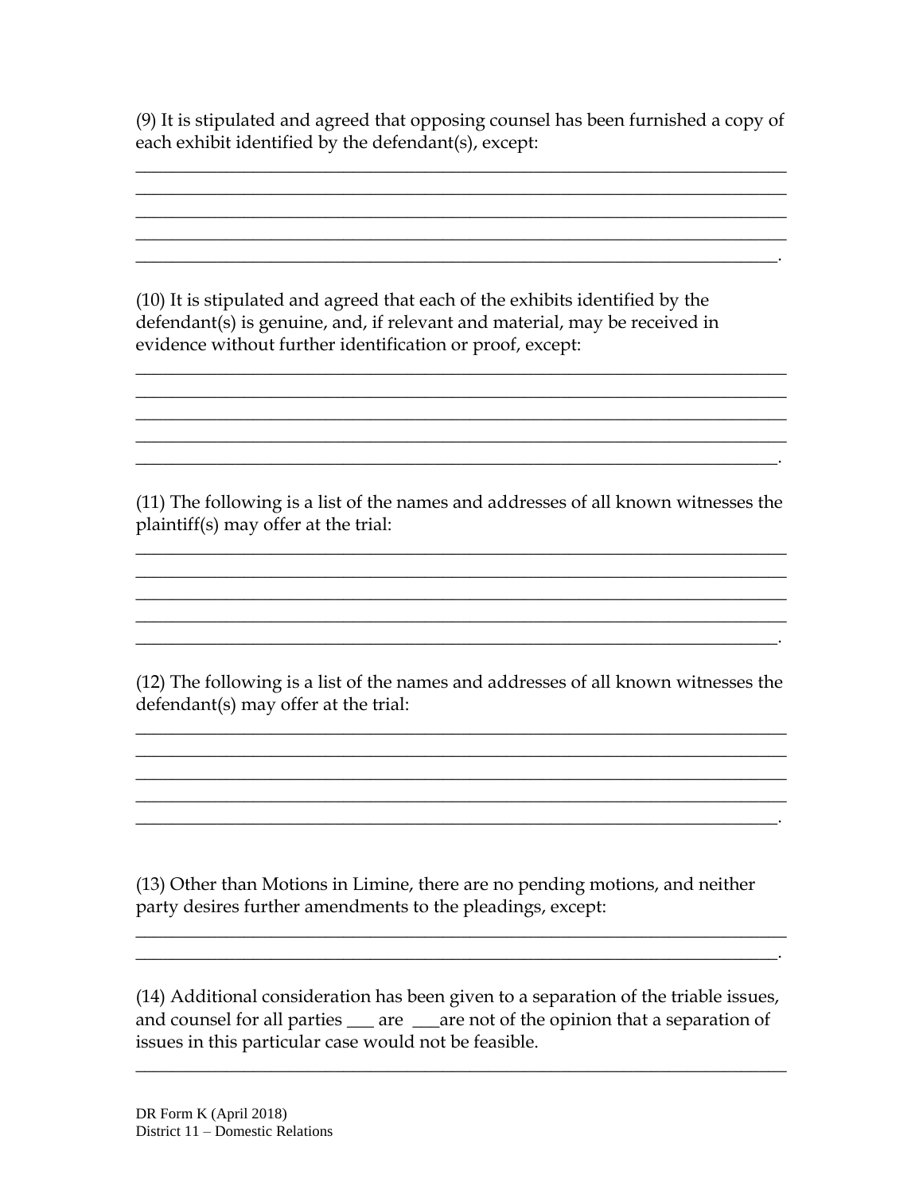(9) It is stipulated and agreed that opposing counsel has been furnished a copy of each exhibit identified by the defendant(s), except:

_________________________________________________________________________
_________________________________________________________________________
_________________________________________________________________________
_________________________________________________________________________
________________________________________________________________________.

(10) It is stipulated and agreed that each of the exhibits identified by the defendant(s) is genuine, and, if relevant and material, may be received in evidence without further identification or proof, except:

_________________________________________________________________________
_________________________________________________________________________
_________________________________________________________________________
_________________________________________________________________________
________________________________________________________________________.

(11) The following is a list of the names and addresses of all known witnesses the plaintiff(s) may offer at the trial:

_________________________________________________________________________
_________________________________________________________________________
_________________________________________________________________________
_________________________________________________________________________
________________________________________________________________________.

(12) The following is a list of the names and addresses of all known witnesses the defendant(s) may offer at the trial:

_________________________________________________________________________
_________________________________________________________________________
_________________________________________________________________________
_________________________________________________________________________
________________________________________________________________________.

(13) Other than Motions in Limine, there are no pending motions, and neither party desires further amendments to the pleadings, except:

_________________________________________________________________________
________________________________________________________________________.

(14) Additional consideration has been given to a separation of the triable issues, and counsel for all parties ___ are ___are not of the opinion that a separation of issues in this particular case would not be feasible.

_________________________________________________________________________

DR Form K (April 2018)
District 11 – Domestic Relations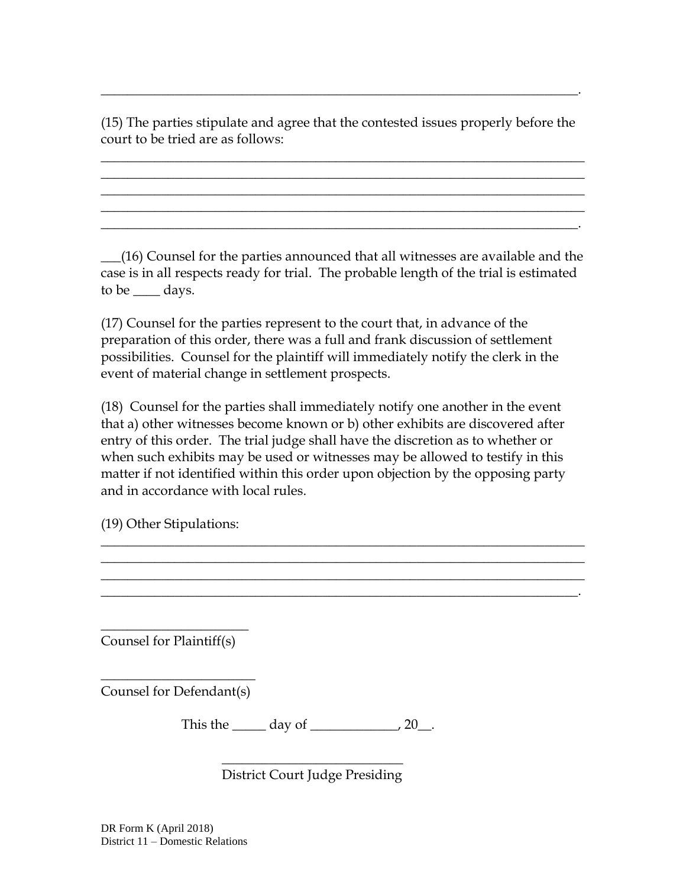______________________________________________________________________.

(15) The parties stipulate and agree that the contested issues properly before the court to be tried are as follows:

_______________________________________________________________________
_______________________________________________________________________
_______________________________________________________________________
_______________________________________________________________________
______________________________________________________________________.

___(16) Counsel for the parties announced that all witnesses are available and the case is in all respects ready for trial. The probable length of the trial is estimated to be ____ days.

(17) Counsel for the parties represent to the court that, in advance of the preparation of this order, there was a full and frank discussion of settlement possibilities. Counsel for the plaintiff will immediately notify the clerk in the event of material change in settlement prospects.

(18) Counsel for the parties shall immediately notify one another in the event that a) other witnesses become known or b) other exhibits are discovered after entry of this order. The trial judge shall have the discretion as to whether or when such exhibits may be used or witnesses may be allowed to testify in this matter if not identified within this order upon objection by the opposing party and in accordance with local rules.

(19) Other Stipulations:

_______________________________________________________________________
_______________________________________________________________________
_______________________________________________________________________
______________________________________________________________________.

______________________
Counsel for Plaintiff(s)

_______________________
Counsel for Defendant(s)

This the _____ day of _____________, 20__.

___________________________
District Court Judge Presiding

DR Form K (April 2018)
District 11 – Domestic Relations